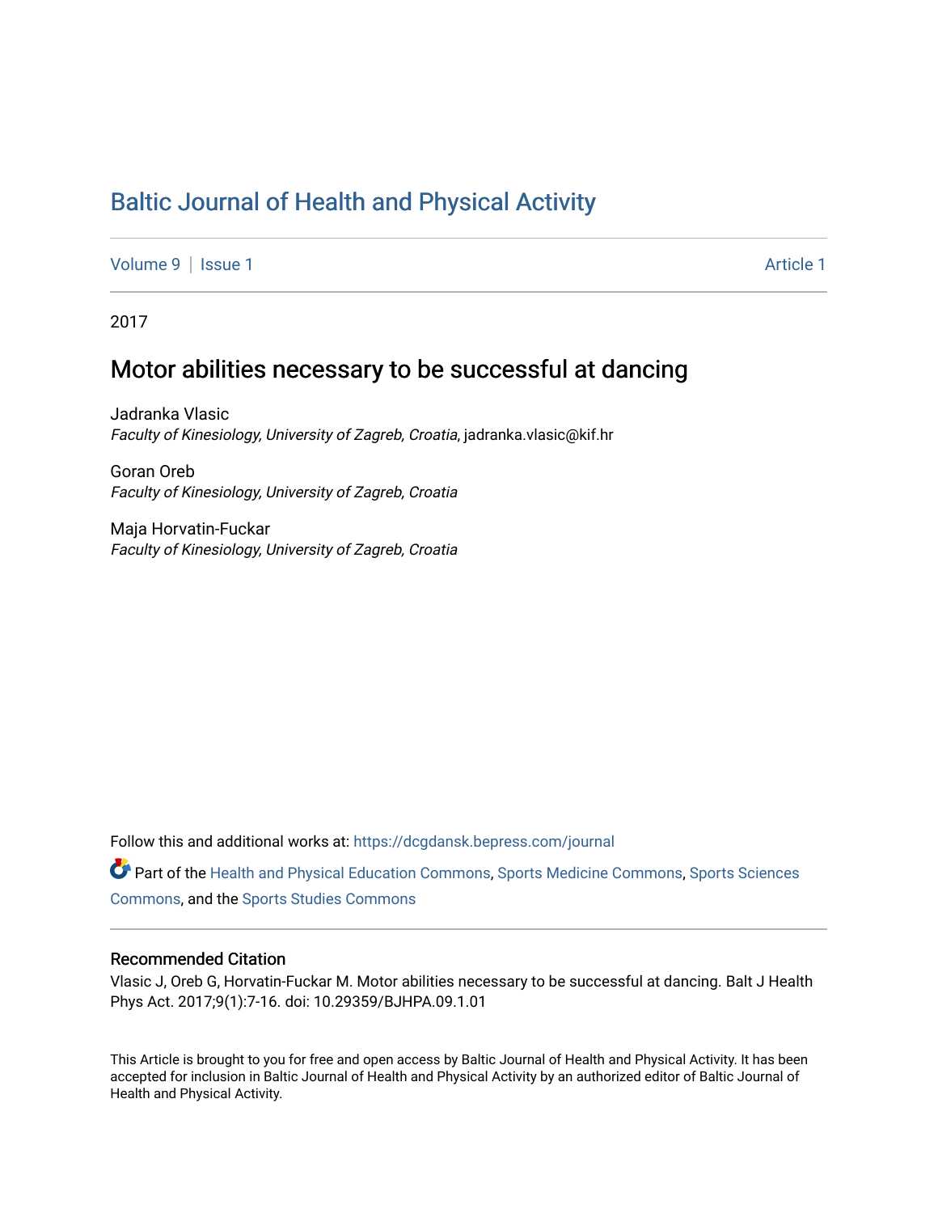# Baltic Journal of Health and Physical Activity

Volume 9 | Issue 1 Article 1

2017

## Motor abilities necessary to be successful at dancing

Jadranka Vlasic
*Faculty of Kinesiology, University of Zagreb, Croatia*, jadranka.vlasic@kif.hr

Goran Oreb
*Faculty of Kinesiology, University of Zagreb, Croatia*

Maja Horvatin-Fuckar
*Faculty of Kinesiology, University of Zagreb, Croatia*

Follow this and additional works at: https://dcgdansk.bepress.com/journal

Part of the Health and Physical Education Commons, Sports Medicine Commons, Sports Sciences Commons, and the Sports Studies Commons

### Recommended Citation

Vlasic J, Oreb G, Horvatin-Fuckar M. Motor abilities necessary to be successful at dancing. Balt J Health Phys Act. 2017;9(1):7-16. doi: 10.29359/BJHPA.09.1.01

This Article is brought to you for free and open access by Baltic Journal of Health and Physical Activity. It has been accepted for inclusion in Baltic Journal of Health and Physical Activity by an authorized editor of Baltic Journal of Health and Physical Activity.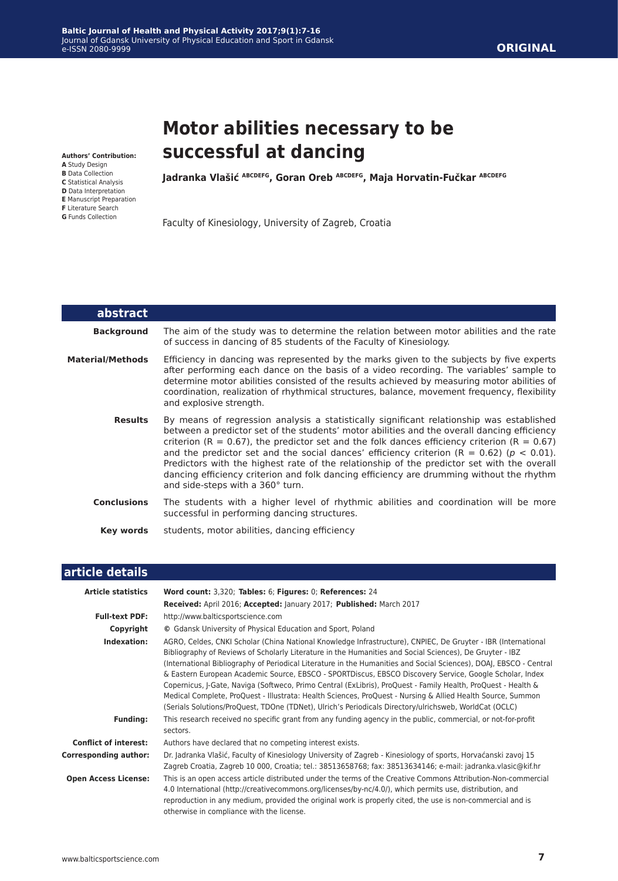**ORIGINAL**

# Motor abilities necessary to be successful at dancing

**Jadranka Vlašić ABCDEFG, Goran Oreb ABCDEFG, Maja Horvatin-Fučkar ABCDEFG**

Faculty of Kinesiology, University of Zagreb, Croatia

**Authors' Contribution:**
**A** Study Design
**B** Data Collection
**C** Statistical Analysis
**D** Data Interpretation
**E** Manuscript Preparation
**F** Literature Search
**G** Funds Collection

## abstract

**Background**

The aim of the study was to determine the relation between motor abilities and the rate of success in dancing of 85 students of the Faculty of Kinesiology.

**Material/Methods**

Efficiency in dancing was represented by the marks given to the subjects by five experts after performing each dance on the basis of a video recording. The variables' sample to determine motor abilities consisted of the results achieved by measuring motor abilities of coordination, realization of rhythmical structures, balance, movement frequency, flexibility and explosive strength.

**Results**

By means of regression analysis a statistically significant relationship was established between a predictor set of the students' motor abilities and the overall dancing efficiency criterion ($R = 0.67$), the predictor set and the folk dances efficiency criterion ($R = 0.67$) and the predictor set and the social dances' efficiency criterion ($R = 0.62$) ($p < 0.01$). Predictors with the highest rate of the relationship of the predictor set with the overall dancing efficiency criterion and folk dancing efficiency are drumming without the rhythm and side-steps with a 360° turn.

**Conclusions**

The students with a higher level of rhythmic abilities and coordination will be more successful in performing dancing structures.

**Key words**

students, motor abilities, dancing efficiency

## article details

| | |
|---|---|
| **Article statistics** | **Word count:** 3,320; **Tables:** 6; **Figures:** 0; **References:** 24<br>**Received:** April 2016; **Accepted:** January 2017; **Published:** March 2017 |
| **Full-text PDF:** | http://www.balticsportscience.com |
| **Copyright** | © Gdansk University of Physical Education and Sport, Poland |
| **Indexation:** | AGRO, Celdes, CNKI Scholar (China National Knowledge Infrastructure), CNPIEC, De Gruyter - IBR (International Bibliography of Reviews of Scholarly Literature in the Humanities and Social Sciences), De Gruyter - IBZ (International Bibliography of Periodical Literature in the Humanities and Social Sciences), DOAJ, EBSCO - Central & Eastern European Academic Source, EBSCO - SPORTDiscus, EBSCO Discovery Service, Google Scholar, Index Copernicus, J-Gate, Naviga (Softweco, Primo Central (ExLibris), ProQuest - Family Health, ProQuest - Health & Medical Complete, ProQuest - Illustrata: Health Sciences, ProQuest - Nursing & Allied Health Source, Summon (Serials Solutions/ProQuest, TDOne (TDNet), Ulrich's Periodicals Directory/ulrichsweb, WorldCat (OCLC) |
| **Funding:** | This research received no specific grant from any funding agency in the public, commercial, or not-for-profit sectors. |
| **Conflict of interest:** | Authors have declared that no competing interest exists. |
| **Corresponding author:** | Dr. Jadranka Vlašić, Faculty of Kinesiology University of Zagreb - Kinesiology of sports, Horvaćanski zavoj 15 Zagreb Croatia, Zagreb 10 000, Croatia; tel.: 38513658768; fax: 38513634146; e-mail: jadranka.vlasic@kif.hr |
| **Open Access License:** | This is an open access article distributed under the terms of the Creative Commons Attribution-Non-commercial 4.0 International (http://creativecommons.org/licenses/by-nc/4.0/), which permits use, distribution, and reproduction in any medium, provided the original work is properly cited, the use is non-commercial and is otherwise in compliance with the license. |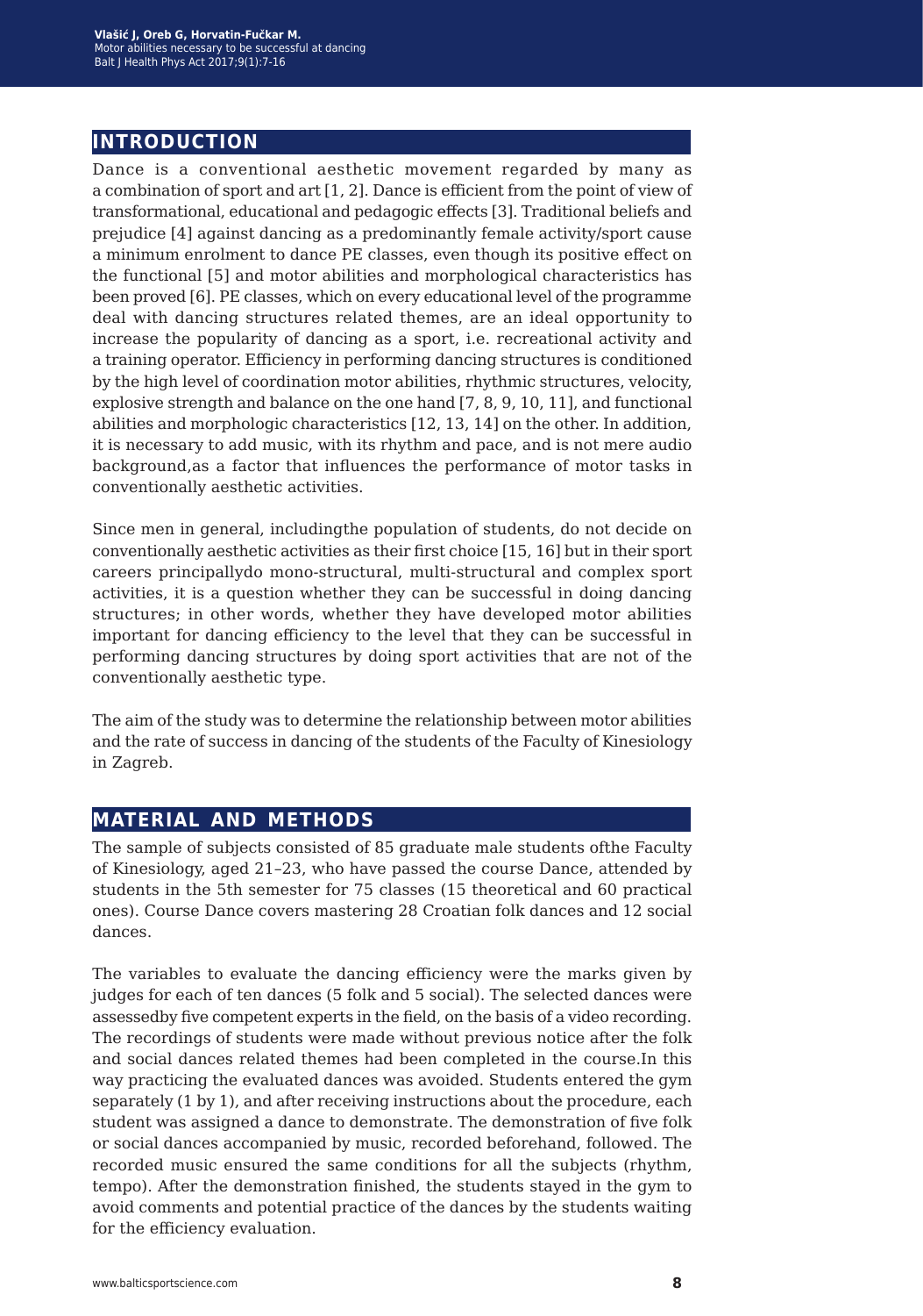## INTRODUCTION

Dance is a conventional aesthetic movement regarded by many as a combination of sport and art [1, 2]. Dance is efficient from the point of view of transformational, educational and pedagogic effects [3]. Traditional beliefs and prejudice [4] against dancing as a predominantly female activity/sport cause a minimum enrolment to dance PE classes, even though its positive effect on the functional [5] and motor abilities and morphological characteristics has been proved [6]. PE classes, which on every educational level of the programme deal with dancing structures related themes, are an ideal opportunity to increase the popularity of dancing as a sport, i.e. recreational activity and a training operator. Efficiency in performing dancing structures is conditioned by the high level of coordination motor abilities, rhythmic structures, velocity, explosive strength and balance on the one hand [7, 8, 9, 10, 11], and functional abilities and morphologic characteristics [12, 13, 14] on the other. In addition, it is necessary to add music, with its rhythm and pace, and is not mere audio background,as a factor that influences the performance of motor tasks in conventionally aesthetic activities.

Since men in general, includingthe population of students, do not decide on conventionally aesthetic activities as their first choice [15, 16] but in their sport careers principallydo mono-structural, multi-structural and complex sport activities, it is a question whether they can be successful in doing dancing structures; in other words, whether they have developed motor abilities important for dancing efficiency to the level that they can be successful in performing dancing structures by doing sport activities that are not of the conventionally aesthetic type.

The aim of the study was to determine the relationship between motor abilities and the rate of success in dancing of the students of the Faculty of Kinesiology in Zagreb.

## MATERIAL AND METHODS

The sample of subjects consisted of 85 graduate male students ofthe Faculty of Kinesiology, aged 21–23, who have passed the course Dance, attended by students in the 5th semester for 75 classes (15 theoretical and 60 practical ones). Course Dance covers mastering 28 Croatian folk dances and 12 social dances.

The variables to evaluate the dancing efficiency were the marks given by judges for each of ten dances (5 folk and 5 social). The selected dances were assessedby five competent experts in the field, on the basis of a video recording. The recordings of students were made without previous notice after the folk and social dances related themes had been completed in the course.In this way practicing the evaluated dances was avoided. Students entered the gym separately (1 by 1), and after receiving instructions about the procedure, each student was assigned a dance to demonstrate. The demonstration of five folk or social dances accompanied by music, recorded beforehand, followed. The recorded music ensured the same conditions for all the subjects (rhythm, tempo). After the demonstration finished, the students stayed in the gym to avoid comments and potential practice of the dances by the students waiting for the efficiency evaluation.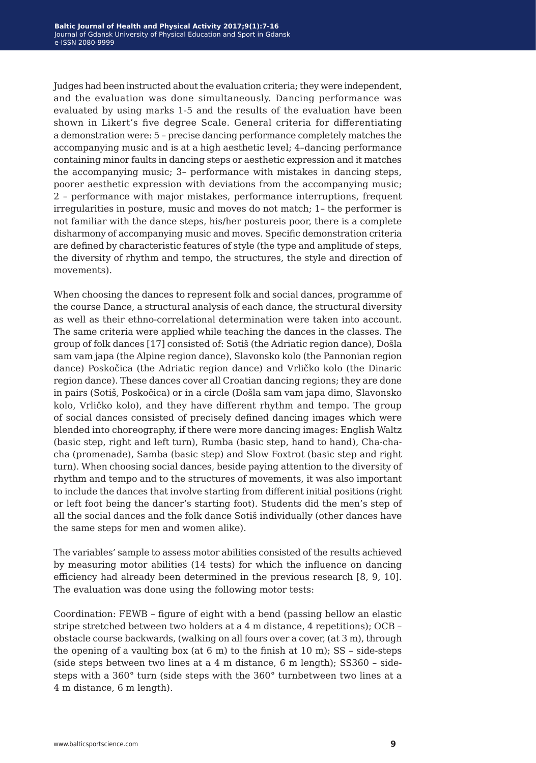Judges had been instructed about the evaluation criteria; they were independent, and the evaluation was done simultaneously. Dancing performance was evaluated by using marks 1-5 and the results of the evaluation have been shown in Likert's five degree Scale. General criteria for differentiating a demonstration were: 5 – precise dancing performance completely matches the accompanying music and is at a high aesthetic level; 4–dancing performance containing minor faults in dancing steps or aesthetic expression and it matches the accompanying music; 3– performance with mistakes in dancing steps, poorer aesthetic expression with deviations from the accompanying music; 2 – performance with major mistakes, performance interruptions, frequent irregularities in posture, music and moves do not match; 1– the performer is not familiar with the dance steps, his/her postureis poor, there is a complete disharmony of accompanying music and moves. Specific demonstration criteria are defined by characteristic features of style (the type and amplitude of steps, the diversity of rhythm and tempo, the structures, the style and direction of movements).

When choosing the dances to represent folk and social dances, programme of the course Dance, a structural analysis of each dance, the structural diversity as well as their ethno-correlational determination were taken into account. The same criteria were applied while teaching the dances in the classes. The group of folk dances [17] consisted of: Sotiš (the Adriatic region dance), Došla sam vam japa (the Alpine region dance), Slavonsko kolo (the Pannonian region dance) Poskočica (the Adriatic region dance) and Vrličko kolo (the Dinaric region dance). These dances cover all Croatian dancing regions; they are done in pairs (Sotiš, Poskočica) or in a circle (Došla sam vam japa dimo, Slavonsko kolo, Vrličko kolo), and they have different rhythm and tempo. The group of social dances consisted of precisely defined dancing images which were blended into choreography, if there were more dancing images: English Waltz (basic step, right and left turn), Rumba (basic step, hand to hand), Cha-cha-cha (promenade), Samba (basic step) and Slow Foxtrot (basic step and right turn). When choosing social dances, beside paying attention to the diversity of rhythm and tempo and to the structures of movements, it was also important to include the dances that involve starting from different initial positions (right or left foot being the dancer's starting foot). Students did the men's step of all the social dances and the folk dance Sotiš individually (other dances have the same steps for men and women alike).

The variables' sample to assess motor abilities consisted of the results achieved by measuring motor abilities (14 tests) for which the influence on dancing efficiency had already been determined in the previous research [8, 9, 10]. The evaluation was done using the following motor tests:

Coordination: FEWB – figure of eight with a bend (passing bellow an elastic stripe stretched between two holders at a 4 m distance, 4 repetitions); OCB – obstacle course backwards, (walking on all fours over a cover, (at 3 m), through the opening of a vaulting box (at 6 m) to the finish at 10 m); SS – side-steps (side steps between two lines at a 4 m distance, 6 m length); SS360 – side-steps with a 360° turn (side steps with the 360° turnbetween two lines at a 4 m distance, 6 m length).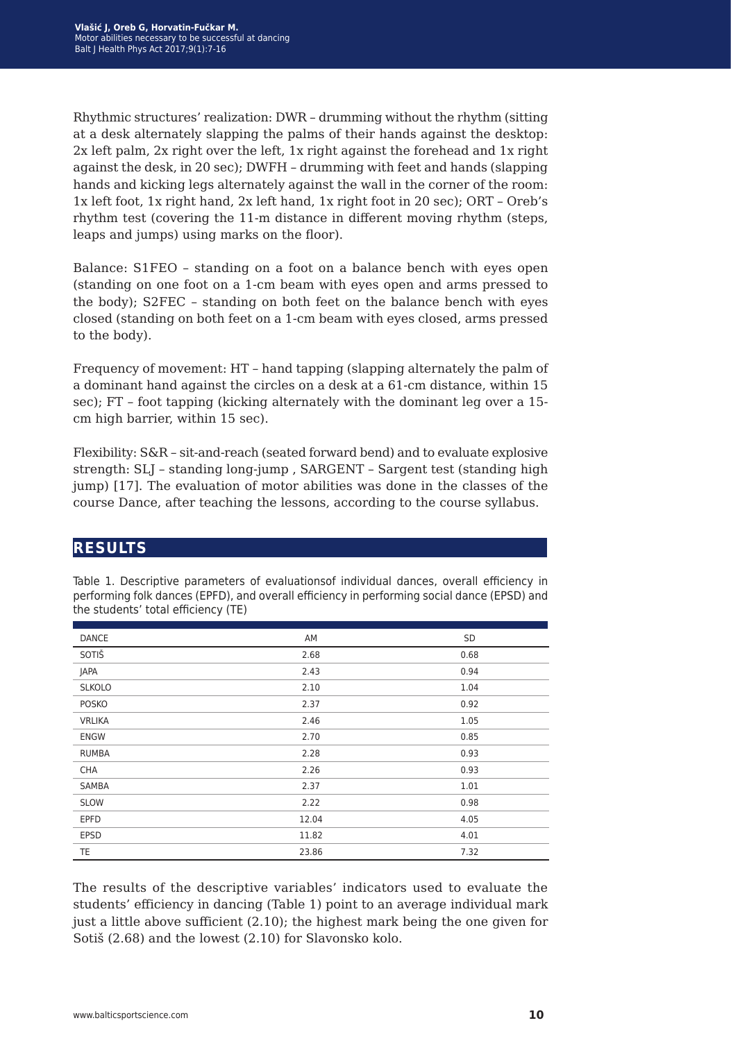Rhythmic structures' realization: DWR – drumming without the rhythm (sitting at a desk alternately slapping the palms of their hands against the desktop: 2x left palm, 2x right over the left, 1x right against the forehead and 1x right against the desk, in 20 sec); DWFH – drumming with feet and hands (slapping hands and kicking legs alternately against the wall in the corner of the room: 1x left foot, 1x right hand, 2x left hand, 1x right foot in 20 sec); ORT – Oreb's rhythm test (covering the 11-m distance in different moving rhythm (steps, leaps and jumps) using marks on the floor).

Balance: S1FEO – standing on a foot on a balance bench with eyes open (standing on one foot on a 1-cm beam with eyes open and arms pressed to the body); S2FEC – standing on both feet on the balance bench with eyes closed (standing on both feet on a 1-cm beam with eyes closed, arms pressed to the body).

Frequency of movement: HT – hand tapping (slapping alternately the palm of a dominant hand against the circles on a desk at a 61-cm distance, within 15 sec); FT – foot tapping (kicking alternately with the dominant leg over a 15-cm high barrier, within 15 sec).

Flexibility: S&R – sit-and-reach (seated forward bend) and to evaluate explosive strength: SLJ – standing long-jump , SARGENT – Sargent test (standing high jump) [17]. The evaluation of motor abilities was done in the classes of the course Dance, after teaching the lessons, according to the course syllabus.

## RESULTS

Table 1. Descriptive parameters of evaluationsof individual dances, overall efficiency in performing folk dances (EPFD), and overall efficiency in performing social dance (EPSD) and the students' total efficiency (TE)

| DANCE | AM | SD |
|---|---|---|
| SOTIŠ | 2.68 | 0.68 |
| JAPA | 2.43 | 0.94 |
| SLKOLO | 2.10 | 1.04 |
| POSKO | 2.37 | 0.92 |
| VRLIKA | 2.46 | 1.05 |
| ENGW | 2.70 | 0.85 |
| RUMBA | 2.28 | 0.93 |
| CHA | 2.26 | 0.93 |
| SAMBA | 2.37 | 1.01 |
| SLOW | 2.22 | 0.98 |
| EPFD | 12.04 | 4.05 |
| EPSD | 11.82 | 4.01 |
| TE | 23.86 | 7.32 |

The results of the descriptive variables' indicators used to evaluate the students' efficiency in dancing (Table 1) point to an average individual mark just a little above sufficient (2.10); the highest mark being the one given for Sotiš (2.68) and the lowest (2.10) for Slavonsko kolo.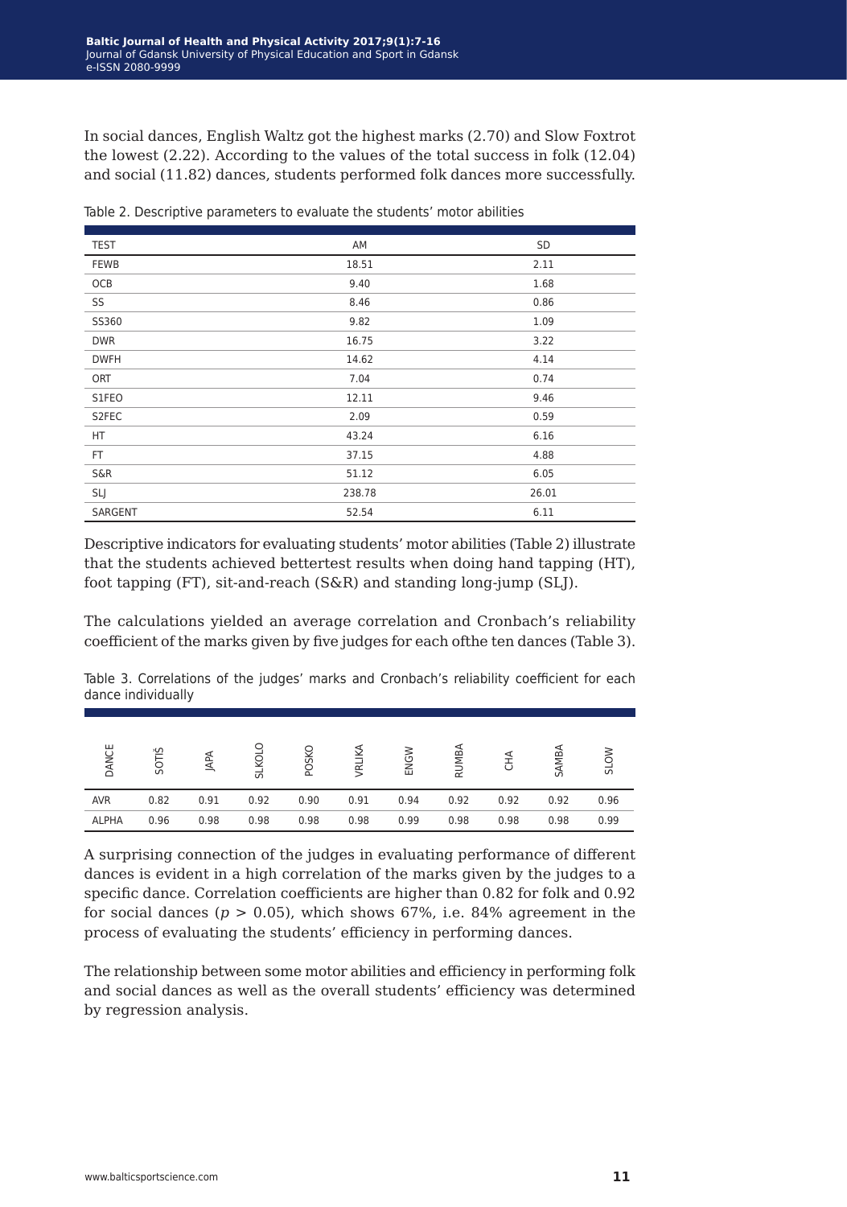In social dances, English Waltz got the highest marks (2.70) and Slow Foxtrot the lowest (2.22). According to the values of the total success in folk (12.04) and social (11.82) dances, students performed folk dances more successfully.

Table 2. Descriptive parameters to evaluate the students' motor abilities

| TEST | AM | SD |
|---|---|---|
| FEWB | 18.51 | 2.11 |
| OCB | 9.40 | 1.68 |
| SS | 8.46 | 0.86 |
| SS360 | 9.82 | 1.09 |
| DWR | 16.75 | 3.22 |
| DWFH | 14.62 | 4.14 |
| ORT | 7.04 | 0.74 |
| S1FEO | 12.11 | 9.46 |
| S2FEC | 2.09 | 0.59 |
| HT | 43.24 | 6.16 |
| FT | 37.15 | 4.88 |
| S&R | 51.12 | 6.05 |
| SLJ | 238.78 | 26.01 |
| SARGENT | 52.54 | 6.11 |

Descriptive indicators for evaluating students' motor abilities (Table 2) illustrate that the students achieved bettertest results when doing hand tapping (HT), foot tapping (FT), sit-and-reach (S&R) and standing long-jump (SLJ).

The calculations yielded an average correlation and Cronbach's reliability coefficient of the marks given by five judges for each ofthe ten dances (Table 3).

Table 3. Correlations of the judges' marks and Cronbach's reliability coefficient for each dance individually

| DANCE | SOTIŠ | JAPA | SLKOLO | POSKO | VRLIKA | ENGW | RUMBA | CHA | SAMBA | SLOW |
|---|---|---|---|---|---|---|---|---|---|---|
| AVR | 0.82 | 0.91 | 0.92 | 0.90 | 0.91 | 0.94 | 0.92 | 0.92 | 0.92 | 0.96 |
| ALPHA | 0.96 | 0.98 | 0.98 | 0.98 | 0.98 | 0.99 | 0.98 | 0.98 | 0.98 | 0.99 |

A surprising connection of the judges in evaluating performance of different dances is evident in a high correlation of the marks given by the judges to a specific dance. Correlation coefficients are higher than 0.82 for folk and 0.92 for social dances ($p > 0.05$), which shows 67%, i.e. 84% agreement in the process of evaluating the students' efficiency in performing dances.

The relationship between some motor abilities and efficiency in performing folk and social dances as well as the overall students' efficiency was determined by regression analysis.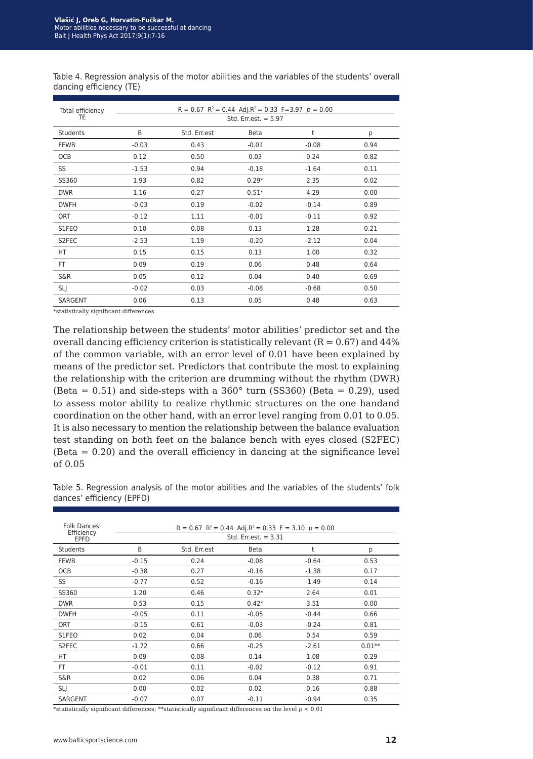Table 4. Regression analysis of the motor abilities and the variables of the students' overall dancing efficiency (TE)

| Total efficiency TE | $R = 0.67$ $R^2 = 0.44$ Adj.$R^2 = 0.33$ $F=3.97$ $p = 0.00$ Std. Err.est. = 5.97 | | | | |
|---|---|---|---|---|---|
| Students | B | Std. Err.est | Beta | t | p |
| FEWB | -0.03 | 0.43 | -0.01 | -0.08 | 0.94 |
| OCB | 0.12 | 0.50 | 0.03 | 0.24 | 0.82 |
| SS | -1.53 | 0.94 | -0.18 | -1.64 | 0.11 |
| SS360 | 1.93 | 0.82 | 0.29* | 2.35 | 0.02 |
| DWR | 1.16 | 0.27 | 0.51* | 4.29 | 0.00 |
| DWFH | -0.03 | 0.19 | -0.02 | -0.14 | 0.89 |
| ORT | -0.12 | 1.11 | -0.01 | -0.11 | 0.92 |
| S1FEO | 0.10 | 0.08 | 0.13 | 1.28 | 0.21 |
| S2FEC | -2.53 | 1.19 | -0.20 | -2.12 | 0.04 |
| HT | 0.15 | 0.15 | 0.13 | 1.00 | 0.32 |
| FT | 0.09 | 0.19 | 0.06 | 0.48 | 0.64 |
| S&R | 0.05 | 0.12 | 0.04 | 0.40 | 0.69 |
| SLJ | -0.02 | 0.03 | -0.08 | -0.68 | 0.50 |
| SARGENT | 0.06 | 0.13 | 0.05 | 0.48 | 0.63 |

*statistically significant differences

The relationship between the students' motor abilities' predictor set and the overall dancing efficiency criterion is statistically relevant ($R = 0.67$) and 44% of the common variable, with an error level of 0.01 have been explained by means of the predictor set. Predictors that contribute the most to explaining the relationship with the criterion are drumming without the rhythm (DWR) (Beta = 0.51) and side-steps with a 360° turn (SS360) (Beta = 0.29), used to assess motor ability to realize rhythmic structures on the one handand coordination on the other hand, with an error level ranging from 0.01 to 0.05. It is also necessary to mention the relationship between the balance evaluation test standing on both feet on the balance bench with eyes closed (S2FEC) (Beta = 0.20) and the overall efficiency in dancing at the significance level of 0.05

Table 5. Regression analysis of the motor abilities and the variables of the students' folk dances' efficiency (EPFD)

| Folk Dances' Efficiency EPFD | $R = 0.67$ $R^2 = 0.44$ Adj.$R^2 = 0.33$ $F = 3.10$ $p = 0.00$ Std. Err.est. = 3.31 | | | | |
|---|---|---|---|---|---|
| Students | B | Std. Err.est | Beta | t | p |
| FEWB | -0.15 | 0.24 | -0.08 | -0.64 | 0.53 |
| OCB | -0.38 | 0.27 | -0.16 | -1.38 | 0.17 |
| SS | -0.77 | 0.52 | -0.16 | -1.49 | 0.14 |
| SS360 | 1.20 | 0.46 | 0.32* | 2.64 | 0.01 |
| DWR | 0.53 | 0.15 | 0.42* | 3.51 | 0.00 |
| DWFH | -0.05 | 0.11 | -0.05 | -0.44 | 0.66 |
| ORT | -0.15 | 0.61 | -0.03 | -0.24 | 0.81 |
| S1FEO | 0.02 | 0.04 | 0.06 | 0.54 | 0.59 |
| S2FEC | -1.72 | 0.66 | -0.25 | -2.61 | 0.01** |
| HT | 0.09 | 0.08 | 0.14 | 1.08 | 0.29 |
| FT | -0.01 | 0.11 | -0.02 | -0.12 | 0.91 |
| S&R | 0.02 | 0.06 | 0.04 | 0.38 | 0.71 |
| SLJ | 0.00 | 0.02 | 0.02 | 0.16 | 0.88 |
| SARGENT | -0.07 | 0.07 | -0.11 | -0.94 | 0.35 |

*statistically significant differences; **statistically significant differences on the level $p < 0.01$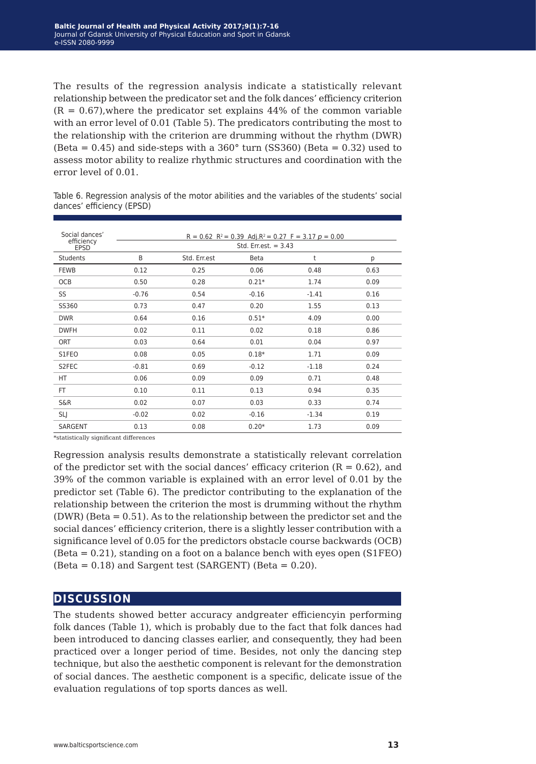The results of the regression analysis indicate a statistically relevant relationship between the predicator set and the folk dances' efficiency criterion (R = 0.67),where the predicator set explains 44% of the common variable with an error level of 0.01 (Table 5). The predicators contributing the most to the relationship with the criterion are drumming without the rhythm (DWR) (Beta = 0.45) and side-steps with a 360° turn (SS360) (Beta = 0.32) used to assess motor ability to realize rhythmic structures and coordination with the error level of 0.01.

Table 6. Regression analysis of the motor abilities and the variables of the students' social dances' efficiency (EPSD)

| Social dances' efficiency EPSD | $R = 0.62$ $R^2 = 0.39$ $Adj.R^2 = 0.27$ $F = 3.17$ $p = 0.00$ Std. Err.est. = 3.43 | | | | |
|---|---|---|---|---|---|
| Students | B | Std. Err.est | Beta | t | p |
| FEWB | 0.12 | 0.25 | 0.06 | 0.48 | 0.63 |
| OCB | 0.50 | 0.28 | 0.21* | 1.74 | 0.09 |
| SS | -0.76 | 0.54 | -0.16 | -1.41 | 0.16 |
| SS360 | 0.73 | 0.47 | 0.20 | 1.55 | 0.13 |
| DWR | 0.64 | 0.16 | 0.51* | 4.09 | 0.00 |
| DWFH | 0.02 | 0.11 | 0.02 | 0.18 | 0.86 |
| ORT | 0.03 | 0.64 | 0.01 | 0.04 | 0.97 |
| S1FEO | 0.08 | 0.05 | 0.18* | 1.71 | 0.09 |
| S2FEC | -0.81 | 0.69 | -0.12 | -1.18 | 0.24 |
| HT | 0.06 | 0.09 | 0.09 | 0.71 | 0.48 |
| FT | 0.10 | 0.11 | 0.13 | 0.94 | 0.35 |
| S&R | 0.02 | 0.07 | 0.03 | 0.33 | 0.74 |
| SLJ | -0.02 | 0.02 | -0.16 | -1.34 | 0.19 |
| SARGENT | 0.13 | 0.08 | 0.20* | 1.73 | 0.09 |

*statistically significant differences

Regression analysis results demonstrate a statistically relevant correlation of the predictor set with the social dances' efficacy criterion (R = 0.62), and 39% of the common variable is explained with an error level of 0.01 by the predictor set (Table 6). The predictor contributing to the explanation of the relationship between the criterion the most is drumming without the rhythm (DWR) (Beta = 0.51). As to the relationship between the predictor set and the social dances' efficiency criterion, there is a slightly lesser contribution with a significance level of 0.05 for the predictors obstacle course backwards (OCB) (Beta = 0.21), standing on a foot on a balance bench with eyes open (S1FEO) (Beta = 0.18) and Sargent test (SARGENT) (Beta = 0.20).

## DISCUSSION

The students showed better accuracy andgreater efficiencyin performing folk dances (Table 1), which is probably due to the fact that folk dances had been introduced to dancing classes earlier, and consequently, they had been practiced over a longer period of time. Besides, not only the dancing step technique, but also the aesthetic component is relevant for the demonstration of social dances. The aesthetic component is a specific, delicate issue of the evaluation regulations of top sports dances as well.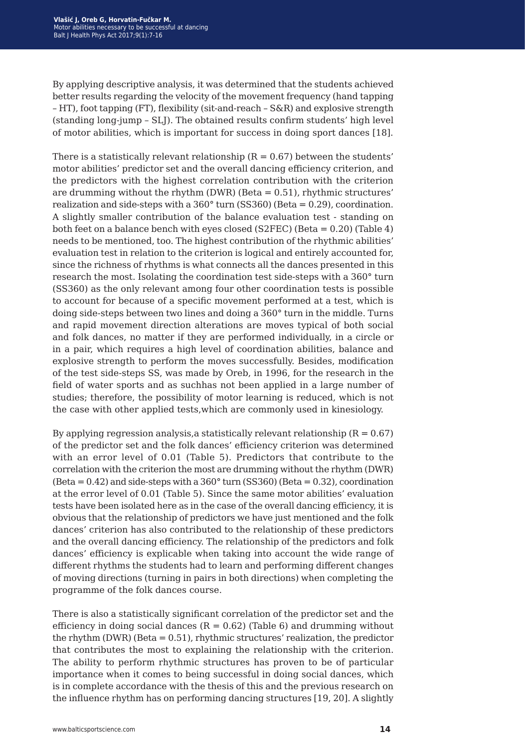By applying descriptive analysis, it was determined that the students achieved better results regarding the velocity of the movement frequency (hand tapping – HT), foot tapping (FT), flexibility (sit-and-reach – S&R) and explosive strength (standing long-jump – SLJ). The obtained results confirm students' high level of motor abilities, which is important for success in doing sport dances [18].

There is a statistically relevant relationship (R = 0.67) between the students' motor abilities' predictor set and the overall dancing efficiency criterion, and the predictors with the highest correlation contribution with the criterion are drumming without the rhythm (DWR) (Beta = 0.51), rhythmic structures' realization and side-steps with a 360° turn (SS360) (Beta = 0.29), coordination. A slightly smaller contribution of the balance evaluation test - standing on both feet on a balance bench with eyes closed (S2FEC) (Beta = 0.20) (Table 4) needs to be mentioned, too. The highest contribution of the rhythmic abilities' evaluation test in relation to the criterion is logical and entirely accounted for, since the richness of rhythms is what connects all the dances presented in this research the most. Isolating the coordination test side-steps with a 360° turn (SS360) as the only relevant among four other coordination tests is possible to account for because of a specific movement performed at a test, which is doing side-steps between two lines and doing a 360° turn in the middle. Turns and rapid movement direction alterations are moves typical of both social and folk dances, no matter if they are performed individually, in a circle or in a pair, which requires a high level of coordination abilities, balance and explosive strength to perform the moves successfully. Besides, modification of the test side-steps SS, was made by Oreb, in 1996, for the research in the field of water sports and as suchhas not been applied in a large number of studies; therefore, the possibility of motor learning is reduced, which is not the case with other applied tests,which are commonly used in kinesiology.

By applying regression analysis,a statistically relevant relationship (R = 0.67) of the predictor set and the folk dances' efficiency criterion was determined with an error level of 0.01 (Table 5). Predictors that contribute to the correlation with the criterion the most are drumming without the rhythm (DWR) (Beta = 0.42) and side-steps with a 360° turn (SS360) (Beta = 0.32), coordination at the error level of 0.01 (Table 5). Since the same motor abilities' evaluation tests have been isolated here as in the case of the overall dancing efficiency, it is obvious that the relationship of predictors we have just mentioned and the folk dances' criterion has also contributed to the relationship of these predictors and the overall dancing efficiency. The relationship of the predictors and folk dances' efficiency is explicable when taking into account the wide range of different rhythms the students had to learn and performing different changes of moving directions (turning in pairs in both directions) when completing the programme of the folk dances course.

There is also a statistically significant correlation of the predictor set and the efficiency in doing social dances (R = 0.62) (Table 6) and drumming without the rhythm (DWR) (Beta = 0.51), rhythmic structures' realization, the predictor that contributes the most to explaining the relationship with the criterion. The ability to perform rhythmic structures has proven to be of particular importance when it comes to being successful in doing social dances, which is in complete accordance with the thesis of this and the previous research on the influence rhythm has on performing dancing structures [19, 20]. A slightly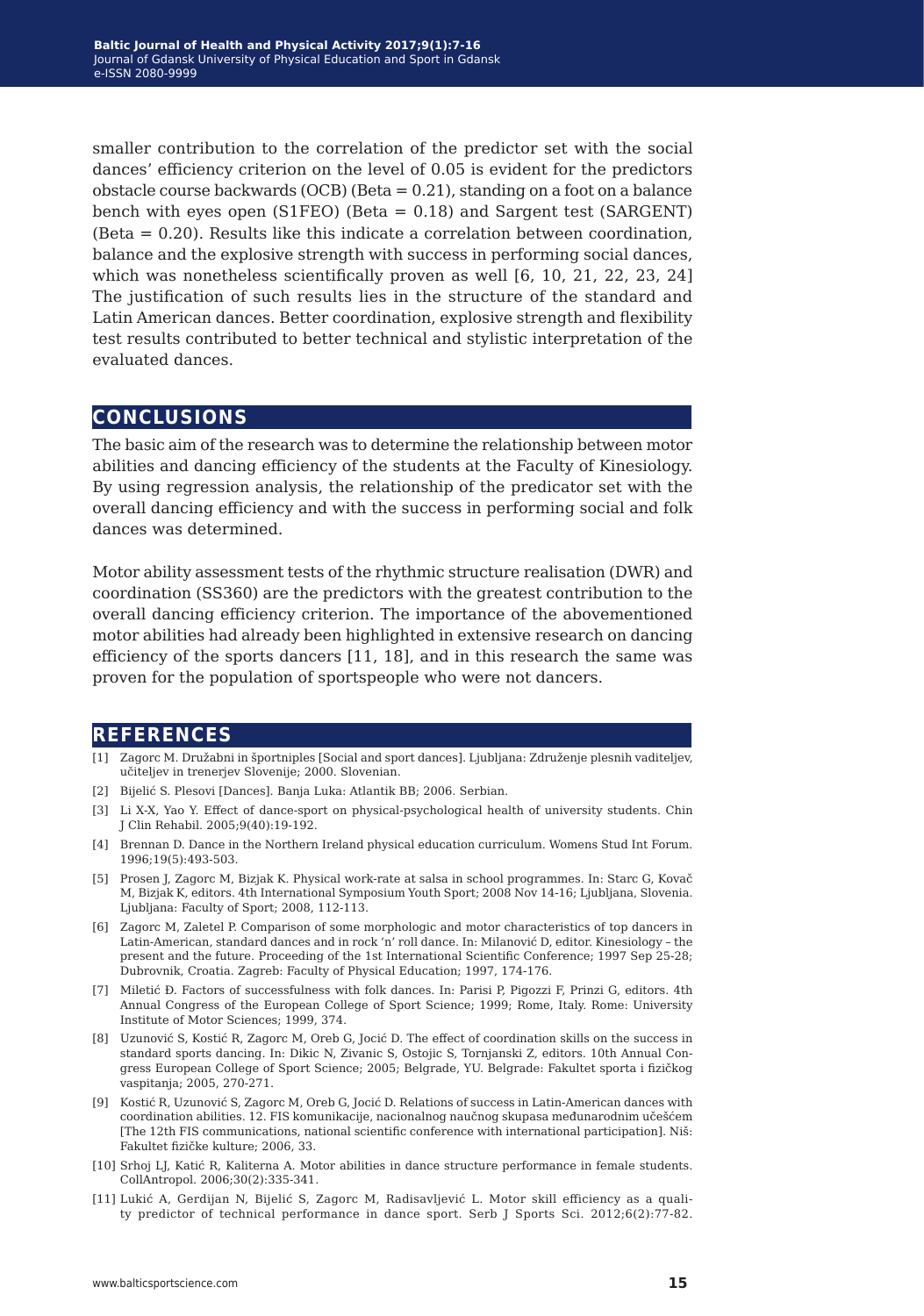smaller contribution to the correlation of the predictor set with the social dances' efficiency criterion on the level of 0.05 is evident for the predictors obstacle course backwards (OCB) (Beta = 0.21), standing on a foot on a balance bench with eyes open (S1FEO) (Beta = 0.18) and Sargent test (SARGENT) (Beta = 0.20). Results like this indicate a correlation between coordination, balance and the explosive strength with success in performing social dances, which was nonetheless scientifically proven as well [6, 10, 21, 22, 23, 24] The justification of such results lies in the structure of the standard and Latin American dances. Better coordination, explosive strength and flexibility test results contributed to better technical and stylistic interpretation of the evaluated dances.

## CONCLUSIONS

The basic aim of the research was to determine the relationship between motor abilities and dancing efficiency of the students at the Faculty of Kinesiology. By using regression analysis, the relationship of the predicator set with the overall dancing efficiency and with the success in performing social and folk dances was determined.

Motor ability assessment tests of the rhythmic structure realisation (DWR) and coordination (SS360) are the predictors with the greatest contribution to the overall dancing efficiency criterion. The importance of the abovementioned motor abilities had already been highlighted in extensive research on dancing efficiency of the sports dancers [11, 18], and in this research the same was proven for the population of sportspeople who were not dancers.

## REFERENCES

[1] Zagorc M. Družabni in športniples [Social and sport dances]. Ljubljana: Združenje plesnih vaditeljev, učiteljev in trenerjev Slovenije; 2000. Slovenian.

[2] Bijelić S. Plesovi [Dances]. Banja Luka: Atlantik BB; 2006. Serbian.

[3] Li X-X, Yao Y. Effect of dance-sport on physical-psychological health of university students. Chin J Clin Rehabil. 2005;9(40):19-192.

[4] Brennan D. Dance in the Northern Ireland physical education curriculum. Womens Stud Int Forum. 1996;19(5):493-503.

[5] Prosen J, Zagorc M, Bizjak K. Physical work-rate at salsa in school programmes. In: Starc G, Kovač M, Bizjak K, editors. 4th International Symposium Youth Sport; 2008 Nov 14-16; Ljubljana, Slovenia. Ljubljana: Faculty of Sport; 2008, 112-113.

[6] Zagorc M, Zaletel P. Comparison of some morphologic and motor characteristics of top dancers in Latin-American, standard dances and in rock 'n' roll dance. In: Milanović D, editor. Kinesiology – the present and the future. Proceeding of the 1st International Scientific Conference; 1997 Sep 25-28; Dubrovnik, Croatia. Zagreb: Faculty of Physical Education; 1997, 174-176.

[7] Miletić Đ. Factors of successfulness with folk dances. In: Parisi P, Pigozzi F, Prinzi G, editors. 4th Annual Congress of the European College of Sport Science; 1999; Rome, Italy. Rome: University Institute of Motor Sciences; 1999, 374.

[8] Uzunović S, Kostić R, Zagorc M, Oreb G, Jocić D. The effect of coordination skills on the success in standard sports dancing. In: Dikic N, Zivanic S, Ostojic S, Tornjanski Z, editors. 10th Annual Congress European College of Sport Science; 2005; Belgrade, YU. Belgrade: Fakultet sporta i fizičkog vaspitanja; 2005, 270-271.

[9] Kostić R, Uzunović S, Zagorc M, Oreb G, Jocić D. Relations of success in Latin-American dances with coordination abilities. 12. FIS komunikacije, nacionalnog naučnog skupasa međunarodnim učešćem [The 12th FIS communications, national scientific conference with international participation]. Niš: Fakultet fizičke kulture; 2006, 33.

[10] Srhoj LJ, Katić R, Kaliterna A. Motor abilities in dance structure performance in female students. CollAntropol. 2006;30(2):335-341.

[11] Lukić A, Gerdijan N, Bijelić S, Zagorc M, Radisavljević L. Motor skill efficiency as a quality predictor of technical performance in dance sport. Serb J Sports Sci. 2012;6(2):77-82.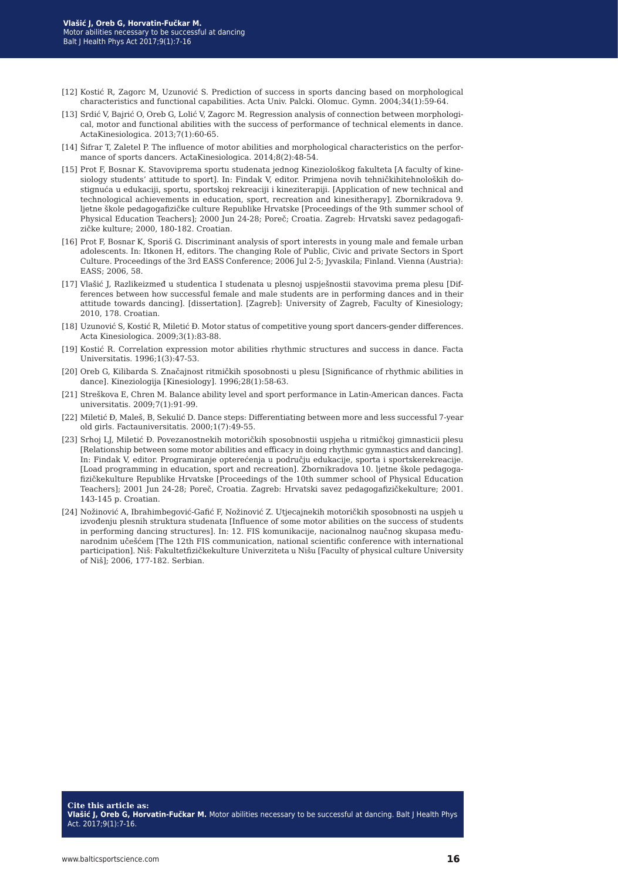[12] Kostić R, Zagorc M, Uzunović S. Prediction of success in sports dancing based on morphological characteristics and functional capabilities. Acta Univ. Palcki. Olomuc. Gymn. 2004;34(1):59-64.

[13] Srdić V, Bajrić O, Oreb G, Lolić V, Zagorc M. Regression analysis of connection between morphological, motor and functional abilities with the success of performance of technical elements in dance. ActaKinesiologica. 2013;7(1):60-65.

[14] Šifrar T, Zaletel P. The influence of motor abilities and morphological characteristics on the performance of sports dancers. ActaKinesiologica. 2014;8(2):48-54.

[15] Prot F, Bosnar K. Stavoviprema sportu studenata jednog Kineziološkog fakulteta [A faculty of kinesiology students' attitude to sport]. In: Findak V, editor. Primjena novih tehničkihitehnoloških dostignuća u edukaciji, sportu, sportskoj rekreaciji i kineziterapiji. [Application of new technical and technological achievements in education, sport, recreation and kinesitherapy]. Zbornikradova 9. ljetne škole pedagogafizičke culture Republike Hrvatske [Proceedings of the 9th summer school of Physical Education Teachers]; 2000 Jun 24-28; Poreč; Croatia. Zagreb: Hrvatski savez pedagogafizičke kulture; 2000, 180-182. Croatian.

[16] Prot F, Bosnar K, Sporiš G. Discriminant analysis of sport interests in young male and female urban adolescents. In: Itkonen H, editors. The changing Role of Public, Civic and private Sectors in Sport Culture. Proceedings of the 3rd EASS Conference; 2006 Jul 2-5; Jyvaskila; Finland. Vienna (Austria): EASS; 2006, 58.

[17] Vlašić J, Razlikeizmeđ u studentica I studenata u plesnoj uspješnostii stavovima prema plesu [Differences between how successful female and male students are in performing dances and in their attitude towards dancing]. [dissertation]. [Zagreb]: University of Zagreb, Faculty of Kinesiology; 2010, 178. Croatian.

[18] Uzunović S, Kostić R, Miletić Đ. Motor status of competitive young sport dancers-gender differences. Acta Kinesiologica. 2009;3(1):83-88.

[19] Kostić R. Correlation expression motor abilities rhythmic structures and success in dance. Facta Universitatis. 1996;1(3):47-53.

[20] Oreb G, Kilibarda S. Značajnost ritmičkih sposobnosti u plesu [Significance of rhythmic abilities in dance]. Kineziologija [Kinesiology]. 1996;28(1):58-63.

[21] Streškova E, Chren M. Balance ability level and sport performance in Latin-American dances. Facta universitatis. 2009;7(1):91-99.

[22] Miletić Đ, Maleš, B, Sekulić D. Dance steps: Differentiating between more and less successful 7-year old girls. Factauniversitatis. 2000;1(7):49-55.

[23] Srhoj LJ, Miletić Đ. Povezanostnekih motoričkih sposobnostii uspjeha u ritmičkoj gimnasticii plesu [Relationship between some motor abilities and efficacy in doing rhythmic gymnastics and dancing]. In: Findak V, editor. Programiranje opterećenja u području edukacije, sporta i sportskerekreacije. [Load programming in education, sport and recreation]. Zbornikradova 10. ljetne škole pedagogafizičkekulture Republike Hrvatske [Proceedings of the 10th summer school of Physical Education Teachers]; 2001 Jun 24-28; Poreč, Croatia. Zagreb: Hrvatski savez pedagogafizičkekulture; 2001. 143-145 p. Croatian.

[24] Nožinović A, Ibrahimbegović-Gafić F, Nožinović Z. Utjecajnekih motoričkih sposobnosti na uspjeh u izvođenju plesnih struktura studenata [Influence of some motor abilities on the success of students in performing dancing structures]. In: 12. FIS komunikacije, nacionalnog naučnog skupasa međunarodnim učešćem [The 12th FIS communication, national scientific conference with international participation]. Niš: Fakultetfizičkekulture Univerziteta u Nišu [Faculty of physical culture University of Niš]; 2006, 177-182. Serbian.

**Cite this article as:**
**Vlašić J, Oreb G, Horvatin-Fučkar M.** Motor abilities necessary to be successful at dancing. Balt J Health Phys Act. 2017;9(1):7-16.